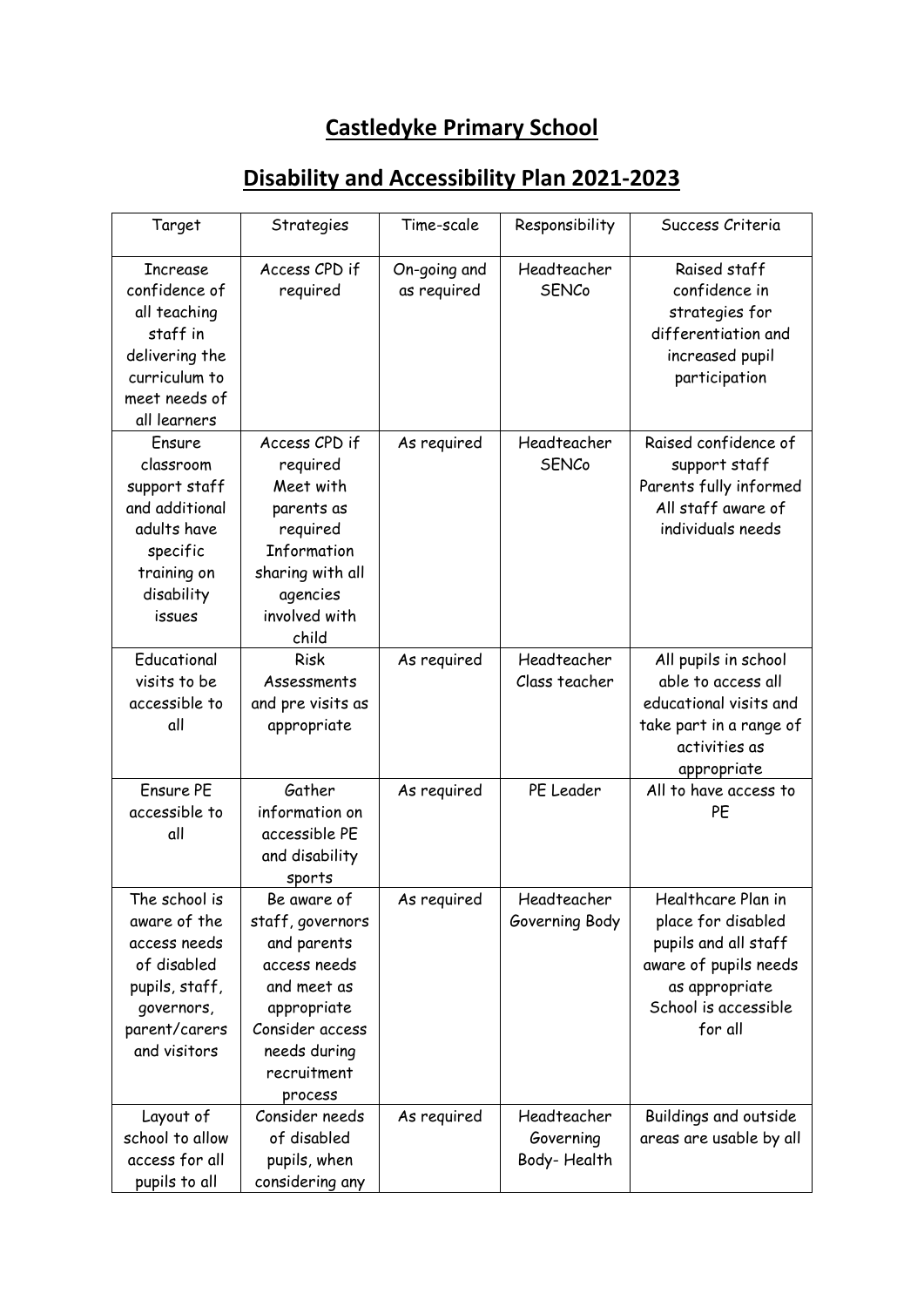# Castledyke Primary School

## Disability and Accessibility Plan 2021-2023

| Target | Strategies | Time-scale | Responsibility | Success Criteria |
|---|---|---|---|---|
| Increase confidence of all teaching staff in delivering the curriculum to meet needs of all learners | Access CPD if required | On-going and as required | Headteacher SENCo | Raised staff confidence in strategies for differentiation and increased pupil participation |
| Ensure classroom support staff and additional adults have specific training on disability issues | Access CPD if required Meet with parents as required Information sharing with all agencies involved with child | As required | Headteacher SENCo | Raised confidence of support staff Parents fully informed All staff aware of individuals needs |
| Educational visits to be accessible to all | Risk Assessments and pre visits as appropriate | As required | Headteacher Class teacher | All pupils in school able to access all educational visits and take part in a range of activities as appropriate |
| Ensure PE accessible to all | Gather information on accessible PE and disability sports | As required | PE Leader | All to have access to PE |
| The school is aware of the access needs of disabled pupils, staff, governors, parent/carers and visitors | Be aware of staff, governors and parents access needs and meet as appropriate Consider access needs during recruitment process | As required | Headteacher Governing Body | Healthcare Plan in place for disabled pupils and all staff aware of pupils needs as appropriate School is accessible for all |
| Layout of school to allow access for all pupils to all | Consider needs of disabled pupils, when considering any | As required | Headteacher Governing Body- Health | Buildings and outside areas are usable by all |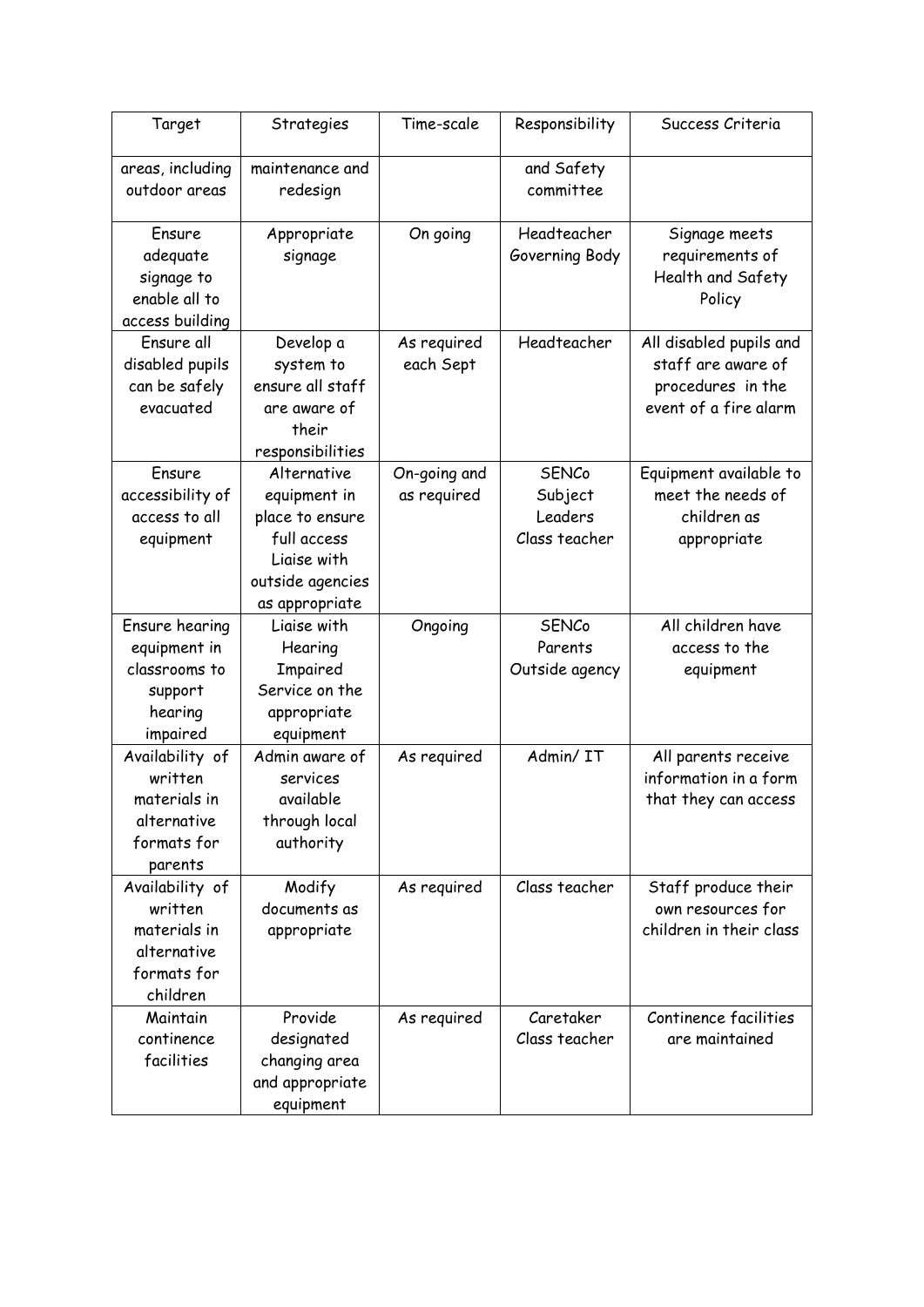| Target | Strategies | Time-scale | Responsibility | Success Criteria |
|---|---|---|---|---|
| areas, including outdoor areas | maintenance and redesign | | and Safety committee | |
| Ensure adequate signage to enable all to access building | Appropriate signage | On going | Headteacher Governing Body | Signage meets requirements of Health and Safety Policy |
| Ensure all disabled pupils can be safely evacuated | Develop a system to ensure all staff are aware of their responsibilities | As required each Sept | Headteacher | All disabled pupils and staff are aware of procedures in the event of a fire alarm |
| Ensure accessibility of access to all equipment | Alternative equipment in place to ensure full access Liaise with outside agencies as appropriate | On-going and as required | SENCo Subject Leaders Class teacher | Equipment available to meet the needs of children as appropriate |
| Ensure hearing equipment in classrooms to support hearing impaired | Liaise with Hearing Impaired Service on the appropriate equipment | Ongoing | SENCo Parents Outside agency | All children have access to the equipment |
| Availability of written materials in alternative formats for parents | Admin aware of services available through local authority | As required | Admin/ IT | All parents receive information in a form that they can access |
| Availability of written materials in alternative formats for children | Modify documents as appropriate | As required | Class teacher | Staff produce their own resources for children in their class |
| Maintain continence facilities | Provide designated changing area and appropriate equipment | As required | Caretaker Class teacher | Continence facilities are maintained |